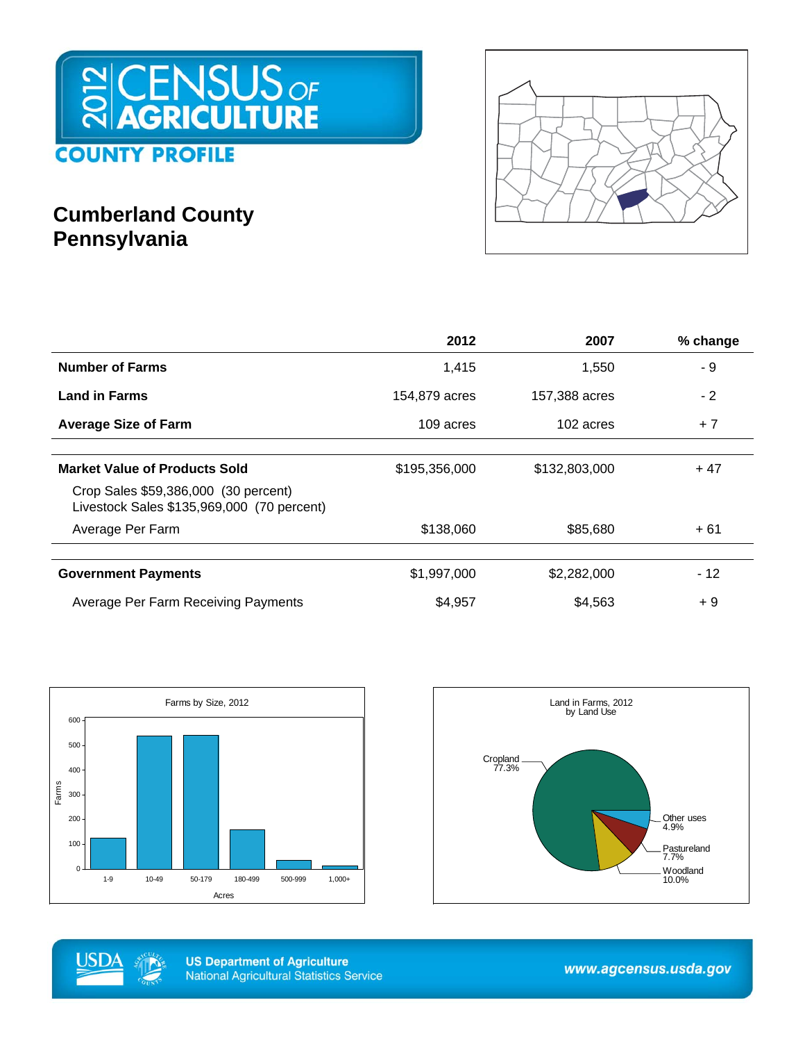# 2012 CENSUS OF AGRICULTURE

## COUNTY PROFILE

## Cumberland County Pennsylvania

| | 2012 | 2007 | % change |
|---|---|---|---|
| **Number of Farms** | 1,415 | 1,550 | - 9 |
| **Land in Farms** | 154,879 acres | 157,388 acres | - 2 |
| **Average Size of Farm** | 109 acres | 102 acres | + 7 |
| **Market Value of Products Sold** | $195,356,000 | $132,803,000 | + 47 |
| Crop Sales $59,386,000 (30 percent)<br>Livestock Sales $135,969,000 (70 percent) | | | |
| Average Per Farm | $138,060 | $85,680 | + 61 |
| **Government Payments** | $1,997,000 | $2,282,000 | - 12 |
| Average Per Farm Receiving Payments | $4,957 | $4,563 | + 9 |

Farms by Size, 2012

Farms

600
500
400
300
200
100
0

1-9
10-49
50-179
180-499
500-999
1,000+

Acres

Land in Farms, 2012 by Land Use

Cropland 77.3%

Other uses 4.9%

Pastureland 7.7%

Woodland 10.0%

US Department of Agriculture
National Agricultural Statistics Service

www.agcensus.usda.gov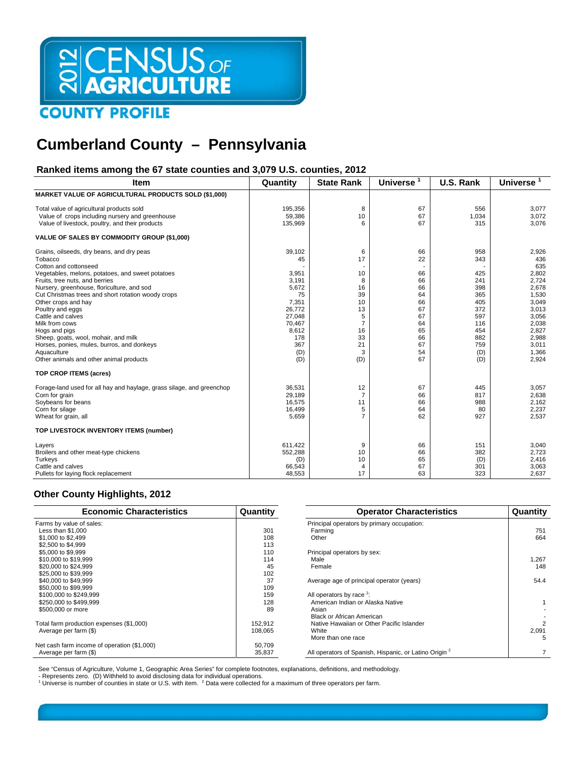# 2012 CENSUS OF AGRICULTURE

## COUNTY PROFILE

# Cumberland County – Pennsylvania

### Ranked items among the 67 state counties and 3,079 U.S. counties, 2012

| Item | Quantity | State Rank | Universe [1] | U.S. Rank | Universe [1] |
|---|---|---|---|---|---|
| **MARKET VALUE OF AGRICULTURAL PRODUCTS SOLD ($1,000)** | | | | | |
| Total value of agricultural products sold | 195,356 | 8 | 67 | 556 | 3,077 |
| Value of crops including nursery and greenhouse | 59,386 | 10 | 67 | 1,034 | 3,072 |
| Value of livestock, poultry, and their products | 135,969 | 6 | 67 | 315 | 3,076 |
| **VALUE OF SALES BY COMMODITY GROUP ($1,000)** | | | | | |
| Grains, oilseeds, dry beans, and dry peas | 39,102 | 6 | 66 | 958 | 2,926 |
| Tobacco | 45 | 17 | 22 | 343 | 436 |
| Cotton and cottonseed | - | - | - | - | 635 |
| Vegetables, melons, potatoes, and sweet potatoes | 3,951 | 10 | 66 | 425 | 2,802 |
| Fruits, tree nuts, and berries | 3,191 | 8 | 66 | 241 | 2,724 |
| Nursery, greenhouse, floriculture, and sod | 5,672 | 16 | 66 | 398 | 2,678 |
| Cut Christmas trees and short rotation woody crops | 75 | 39 | 64 | 365 | 1,530 |
| Other crops and hay | 7,351 | 10 | 66 | 405 | 3,049 |
| Poultry and eggs | 26,772 | 13 | 67 | 372 | 3,013 |
| Cattle and calves | 27,048 | 5 | 67 | 597 | 3,056 |
| Milk from cows | 70,467 | 7 | 64 | 116 | 2,038 |
| Hogs and pigs | 8,612 | 16 | 65 | 454 | 2,827 |
| Sheep, goats, wool, mohair, and milk | 178 | 33 | 66 | 882 | 2,988 |
| Horses, ponies, mules, burros, and donkeys | 367 | 21 | 67 | 759 | 3,011 |
| Aquaculture | (D) | 3 | 54 | (D) | 1,366 |
| Other animals and other animal products | (D) | (D) | 67 | (D) | 2,924 |
| **TOP CROP ITEMS (acres)** | | | | | |
| Forage-land used for all hay and haylage, grass silage, and greenchop | 36,531 | 12 | 67 | 445 | 3,057 |
| Corn for grain | 29,189 | 7 | 66 | 817 | 2,638 |
| Soybeans for beans | 16,575 | 11 | 66 | 988 | 2,162 |
| Corn for silage | 16,499 | 5 | 64 | 80 | 2,237 |
| Wheat for grain, all | 5,659 | 7 | 62 | 927 | 2,537 |
| **TOP LIVESTOCK INVENTORY ITEMS (number)** | | | | | |
| Layers | 611,422 | 9 | 66 | 151 | 3,040 |
| Broilers and other meat-type chickens | 552,288 | 10 | 66 | 382 | 2,723 |
| Turkeys | (D) | 10 | 65 | (D) | 2,416 |
| Cattle and calves | 66,543 | 4 | 67 | 301 | 3,063 |
| Pullets for laying flock replacement | 48,553 | 17 | 63 | 323 | 2,637 |

### Other County Highlights, 2012

| Economic Characteristics | Quantity |
|---|---|
| Farms by value of sales: | |
| Less than $1,000 | 301 |
| $1,000 to $2,499 | 108 |
| $2,500 to $4,999 | 113 |
| $5,000 to $9,999 | 110 |
| $10,000 to $19,999 | 114 |
| $20,000 to $24,999 | 45 |
| $25,000 to $39,999 | 102 |
| $40,000 to $49,999 | 37 |
| $50,000 to $99,999 | 109 |
| $100,000 to $249,999 | 159 |
| $250,000 to $499,999 | 128 |
| $500,000 or more | 89 |
| Total farm production expenses ($1,000) | 152,912 |
| Average per farm ($) | 108,065 |
| Net cash farm income of operation ($1,000) | 50,709 |
| Average per farm ($) | 35,837 |

| Operator Characteristics | Quantity |
|---|---|
| Principal operators by primary occupation: | |
| Farming | 751 |
| Other | 664 |
| Principal operators by sex: | |
| Male | 1,267 |
| Female | 148 |
| Average age of principal operator (years) | 54.4 |
| All operators by race [2]: | |
| American Indian or Alaska Native | 1 |
| Asian | - |
| Black or African American | - |
| Native Hawaiian or Other Pacific Islander | 2 |
| White | 2,091 |
| More than one race | 5 |
| All operators of Spanish, Hispanic, or Latino Origin [2] | 7 |

See "Census of Agriculture, Volume 1, Geographic Area Series" for complete footnotes, explanations, definitions, and methodology.
- Represents zero. (D) Withheld to avoid disclosing data for individual operations.
[1] Universe is number of counties in state or U.S. with item. [2] Data were collected for a maximum of three operators per farm.